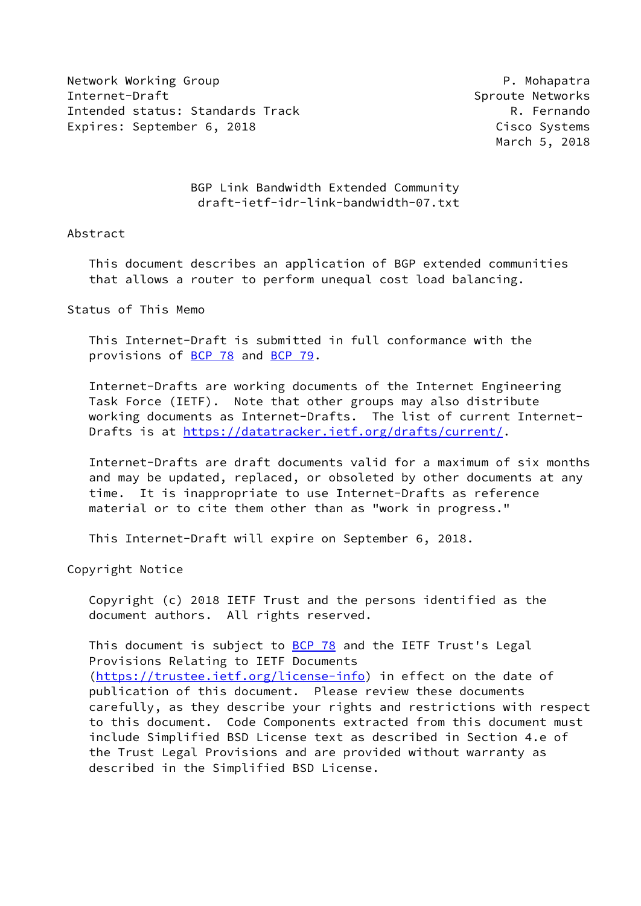Network Working Group P. Mohapatra
Internet-Draft Sproute Networks
Intended status: Standards Track R. Fernando
Expires: September 6, 2018 Cisco Systems
March 5, 2018

# BGP Link Bandwidth Extended Community
draft-ietf-idr-link-bandwidth-07.txt

## Abstract

This document describes an application of BGP extended communities that allows a router to perform unequal cost load balancing.

## Status of This Memo

This Internet-Draft is submitted in full conformance with the provisions of BCP 78 and BCP 79.

Internet-Drafts are working documents of the Internet Engineering Task Force (IETF). Note that other groups may also distribute working documents as Internet-Drafts. The list of current Internet-Drafts is at https://datatracker.ietf.org/drafts/current/.

Internet-Drafts are draft documents valid for a maximum of six months and may be updated, replaced, or obsoleted by other documents at any time. It is inappropriate to use Internet-Drafts as reference material or to cite them other than as "work in progress."

This Internet-Draft will expire on September 6, 2018.

## Copyright Notice

Copyright (c) 2018 IETF Trust and the persons identified as the document authors. All rights reserved.

This document is subject to BCP 78 and the IETF Trust's Legal Provisions Relating to IETF Documents (https://trustee.ietf.org/license-info) in effect on the date of publication of this document. Please review these documents carefully, as they describe your rights and restrictions with respect to this document. Code Components extracted from this document must include Simplified BSD License text as described in Section 4.e of the Trust Legal Provisions and are provided without warranty as described in the Simplified BSD License.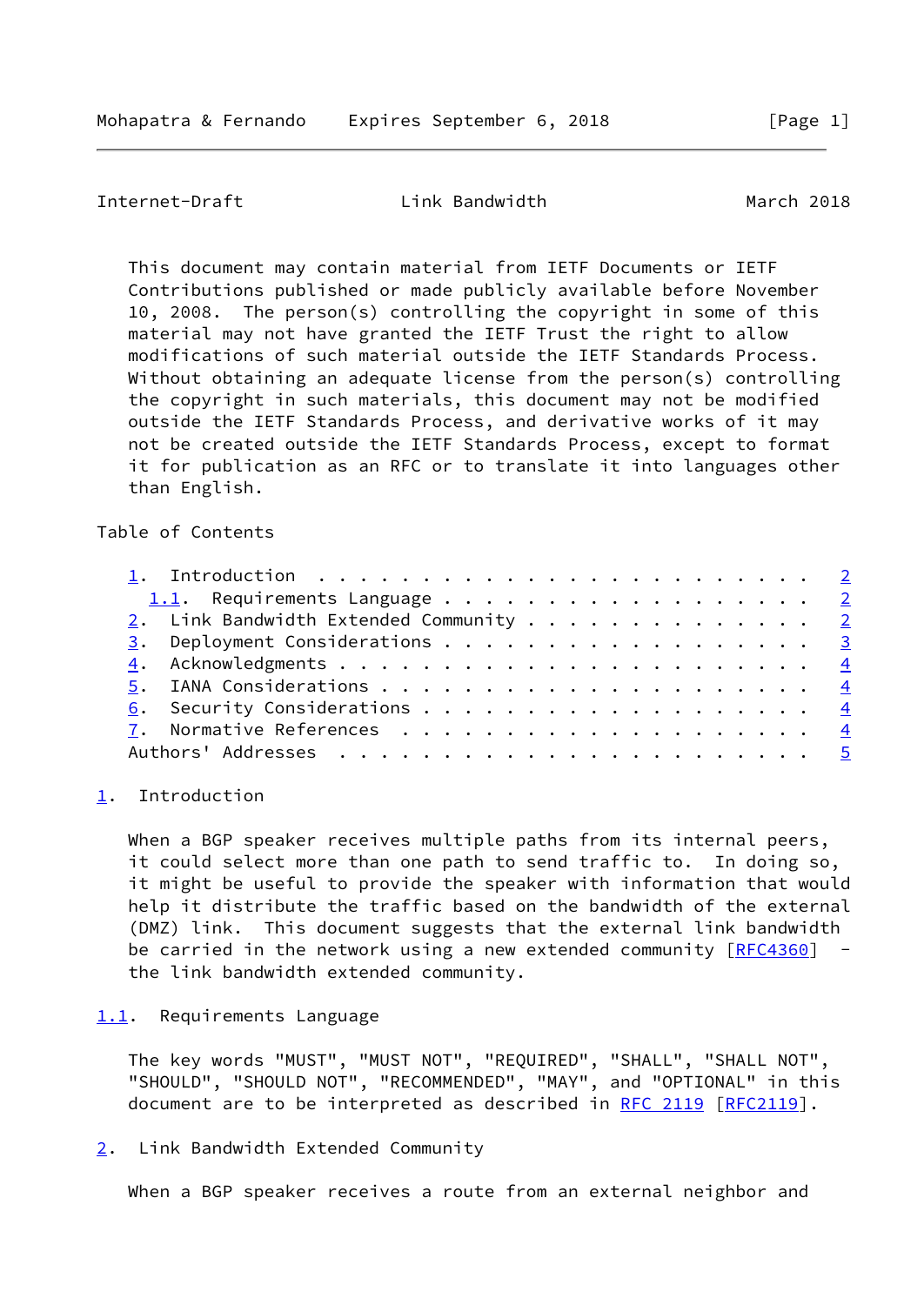This document may contain material from IETF Documents or IETF Contributions published or made publicly available before November 10, 2008. The person(s) controlling the copyright in some of this material may not have granted the IETF Trust the right to allow modifications of such material outside the IETF Standards Process. Without obtaining an adequate license from the person(s) controlling the copyright in such materials, this document may not be modified outside the IETF Standards Process, and derivative works of it may not be created outside the IETF Standards Process, except to format it for publication as an RFC or to translate it into languages other than English.

Table of Contents

```
   1.  Introduction . . . . . . . . . . . . . . . . . . . . . . . .   2
     1.1.  Requirements Language . . . . . . . . . . . . . . . . . .   2
   2.  Link Bandwidth Extended Community . . . . . . . . . . . . . .   2
   3.  Deployment Considerations . . . . . . . . . . . . . . . . . .   3
   4.  Acknowledgments . . . . . . . . . . . . . . . . . . . . . . .   4
   5.  IANA Considerations . . . . . . . . . . . . . . . . . . . . .   4
   6.  Security Considerations . . . . . . . . . . . . . . . . . . .   4
   7.  Normative References  . . . . . . . . . . . . . . . . . . . .   4
   Authors' Addresses  . . . . . . . . . . . . . . . . . . . . . . .   5
```

## 1. Introduction

When a BGP speaker receives multiple paths from its internal peers, it could select more than one path to send traffic to. In doing so, it might be useful to provide the speaker with information that would help it distribute the traffic based on the bandwidth of the external (DMZ) link. This document suggests that the external link bandwidth be carried in the network using a new extended community [RFC4360] - the link bandwidth extended community.

### 1.1. Requirements Language

The key words "MUST", "MUST NOT", "REQUIRED", "SHALL", "SHALL NOT", "SHOULD", "SHOULD NOT", "RECOMMENDED", "MAY", and "OPTIONAL" in this document are to be interpreted as described in RFC 2119 [RFC2119].

## 2. Link Bandwidth Extended Community

When a BGP speaker receives a route from an external neighbor and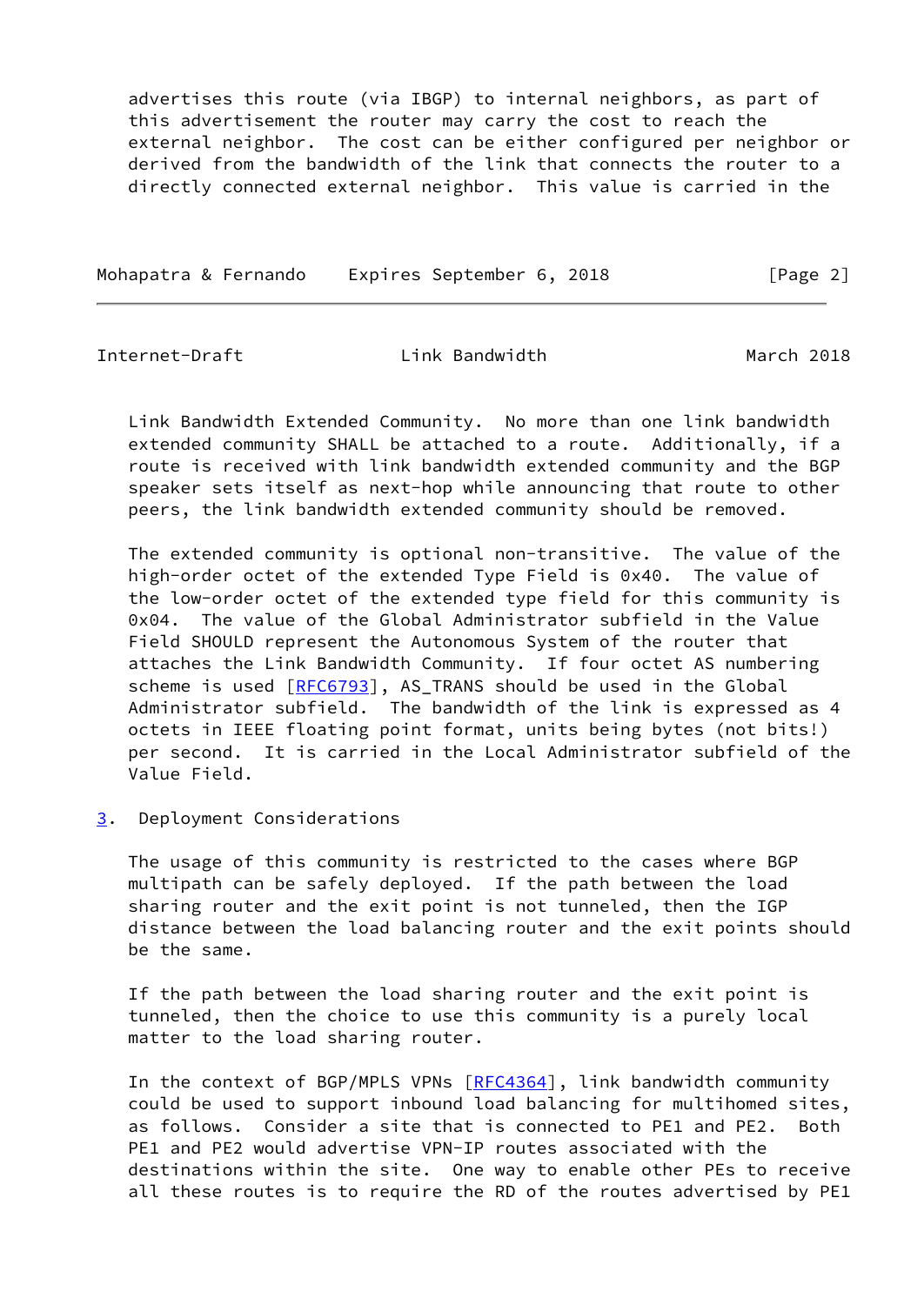advertises this route (via IBGP) to internal neighbors, as part of this advertisement the router may carry the cost to reach the external neighbor. The cost can be either configured per neighbor or derived from the bandwidth of the link that connects the router to a directly connected external neighbor. This value is carried in the Link Bandwidth Extended Community. No more than one link bandwidth extended community SHALL be attached to a route. Additionally, if a route is received with link bandwidth extended community and the BGP speaker sets itself as next-hop while announcing that route to other peers, the link bandwidth extended community should be removed.

The extended community is optional non-transitive. The value of the high-order octet of the extended Type Field is 0x40. The value of the low-order octet of the extended type field for this community is 0x04. The value of the Global Administrator subfield in the Value Field SHOULD represent the Autonomous System of the router that attaches the Link Bandwidth Community. If four octet AS numbering scheme is used [RFC6793], AS_TRANS should be used in the Global Administrator subfield. The bandwidth of the link is expressed as 4 octets in IEEE floating point format, units being bytes (not bits!) per second. It is carried in the Local Administrator subfield of the Value Field.

## 3. Deployment Considerations

The usage of this community is restricted to the cases where BGP multipath can be safely deployed. If the path between the load sharing router and the exit point is not tunneled, then the IGP distance between the load balancing router and the exit points should be the same.

If the path between the load sharing router and the exit point is tunneled, then the choice to use this community is a purely local matter to the load sharing router.

In the context of BGP/MPLS VPNs [RFC4364], link bandwidth community could be used to support inbound load balancing for multihomed sites, as follows. Consider a site that is connected to PE1 and PE2. Both PE1 and PE2 would advertise VPN-IP routes associated with the destinations within the site. One way to enable other PEs to receive all these routes is to require the RD of the routes advertised by PE1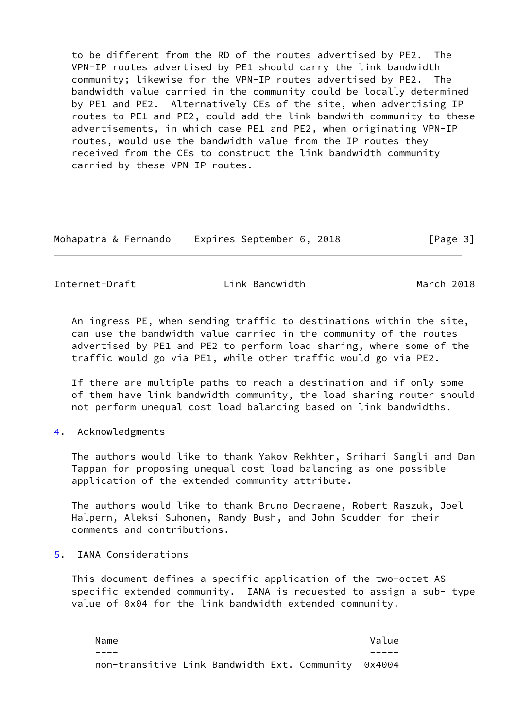to be different from the RD of the routes advertised by PE2. The VPN-IP routes advertised by PE1 should carry the link bandwidth community; likewise for the VPN-IP routes advertised by PE2. The bandwidth value carried in the community could be locally determined by PE1 and PE2. Alternatively CEs of the site, when advertising IP routes to PE1 and PE2, could add the link bandwith community to these advertisements, in which case PE1 and PE2, when originating VPN-IP routes, would use the bandwidth value from the IP routes they received from the CEs to construct the link bandwidth community carried by these VPN-IP routes.

An ingress PE, when sending traffic to destinations within the site, can use the bandwidth value carried in the community of the routes advertised by PE1 and PE2 to perform load sharing, where some of the traffic would go via PE1, while other traffic would go via PE2.

If there are multiple paths to reach a destination and if only some of them have link bandwidth community, the load sharing router should not perform unequal cost load balancing based on link bandwidths.

## 4. Acknowledgments

The authors would like to thank Yakov Rekhter, Srihari Sangli and Dan Tappan for proposing unequal cost load balancing as one possible application of the extended community attribute.

The authors would like to thank Bruno Decraene, Robert Raszuk, Joel Halpern, Aleksi Suhonen, Randy Bush, and John Scudder for their comments and contributions.

## 5. IANA Considerations

This document defines a specific application of the two-octet AS specific extended community. IANA is requested to assign a sub- type value of 0x04 for the link bandwidth extended community.

```
Name                                            Value
----                                            -----
non-transitive Link Bandwidth Ext. Community  0x4004
```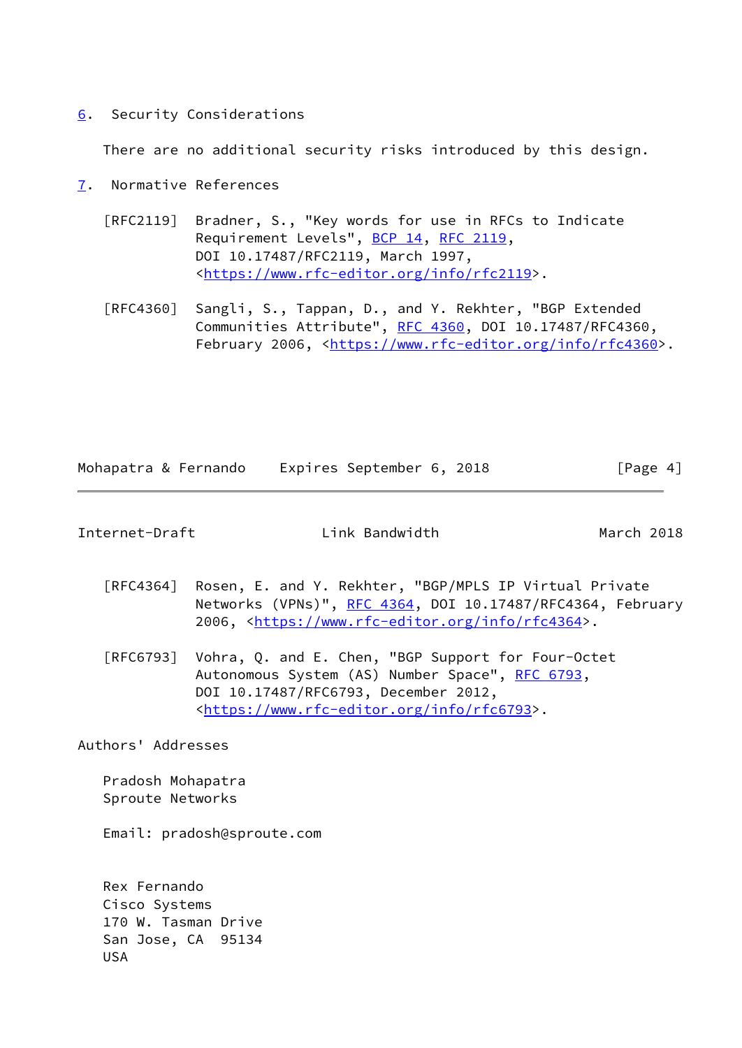## 6. Security Considerations

There are no additional security risks introduced by this design.

## 7. Normative References

[RFC2119] Bradner, S., "Key words for use in RFCs to Indicate Requirement Levels", BCP 14, RFC 2119, DOI 10.17487/RFC2119, March 1997, <https://www.rfc-editor.org/info/rfc2119>.

[RFC4360] Sangli, S., Tappan, D., and Y. Rekhter, "BGP Extended Communities Attribute", RFC 4360, DOI 10.17487/RFC4360, February 2006, <https://www.rfc-editor.org/info/rfc4360>.

[RFC4364] Rosen, E. and Y. Rekhter, "BGP/MPLS IP Virtual Private Networks (VPNs)", RFC 4364, DOI 10.17487/RFC4364, February 2006, <https://www.rfc-editor.org/info/rfc4364>.

[RFC6793] Vohra, Q. and E. Chen, "BGP Support for Four-Octet Autonomous System (AS) Number Space", RFC 6793, DOI 10.17487/RFC6793, December 2012, <https://www.rfc-editor.org/info/rfc6793>.

## Authors' Addresses

Pradosh Mohapatra
Sproute Networks

Email: pradosh@sproute.com

Rex Fernando
Cisco Systems
170 W. Tasman Drive
San Jose, CA  95134
USA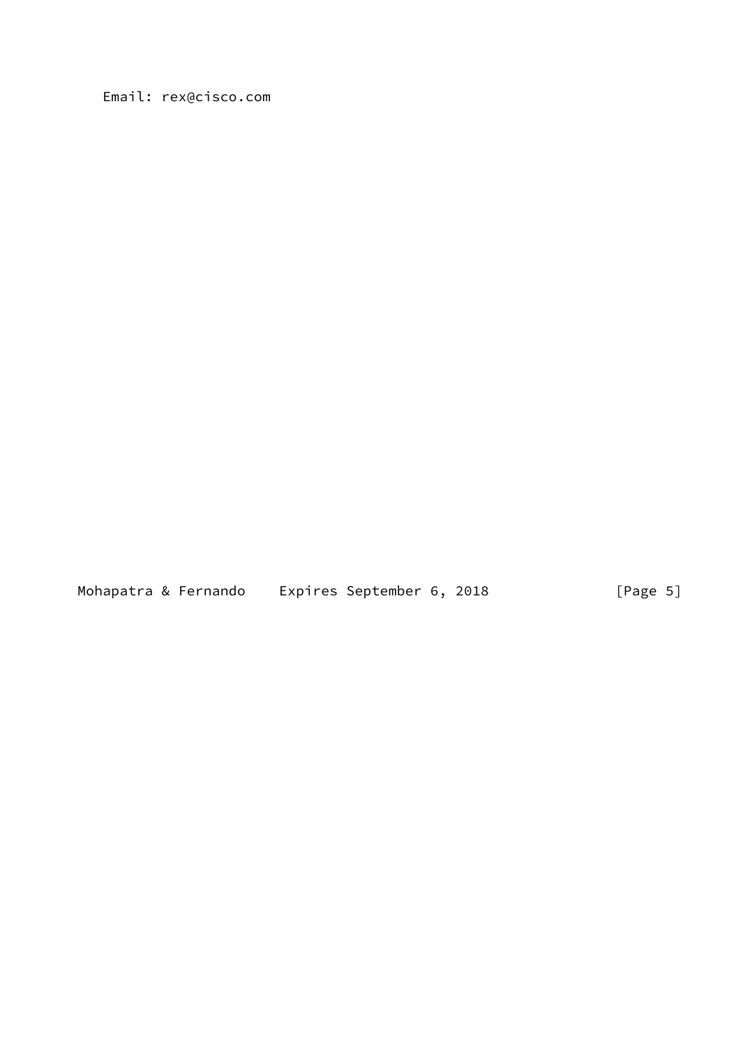Email: rex@cisco.com